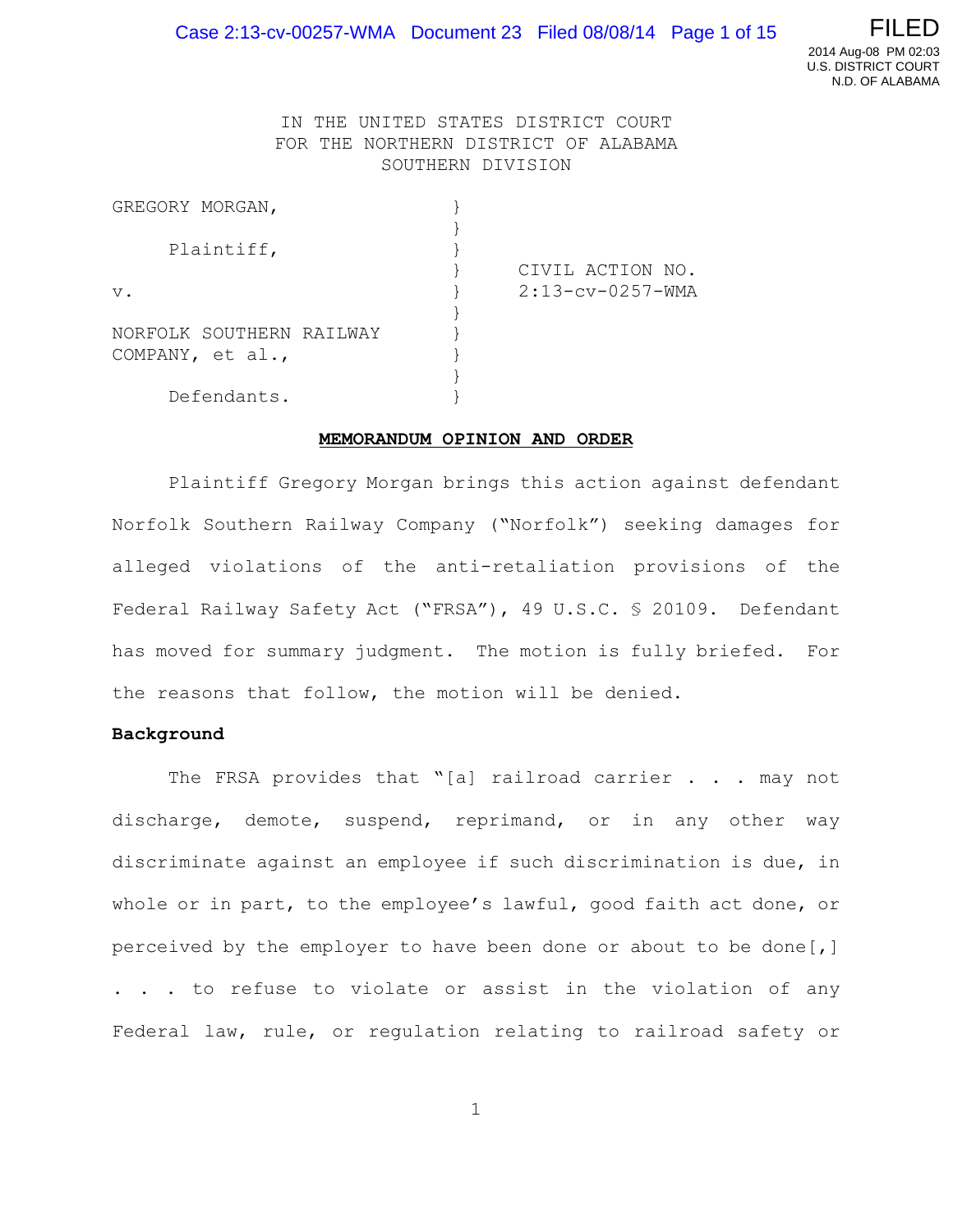IN THE UNITED STATES DISTRICT COURT
FOR THE NORTHERN DISTRICT OF ALABAMA
SOUTHERN DIVISION

GREGORY MORGAN,

Plaintiff,

v.

NORFOLK SOUTHERN RAILWAY COMPANY, et al.,

Defendants.

CIVIL ACTION NO. 2:13-cv-0257-WMA

**MEMORANDUM OPINION AND ORDER**

Plaintiff Gregory Morgan brings this action against defendant Norfolk Southern Railway Company ("Norfolk") seeking damages for alleged violations of the anti-retaliation provisions of the Federal Railway Safety Act ("FRSA"), 49 U.S.C. § 20109. Defendant has moved for summary judgment. The motion is fully briefed. For the reasons that follow, the motion will be denied.

**Background**

The FRSA provides that "[a] railroad carrier . . . may not discharge, demote, suspend, reprimand, or in any other way discriminate against an employee if such discrimination is due, in whole or in part, to the employee's lawful, good faith act done, or perceived by the employer to have been done or about to be done[,] . . . to refuse to violate or assist in the violation of any Federal law, rule, or regulation relating to railroad safety or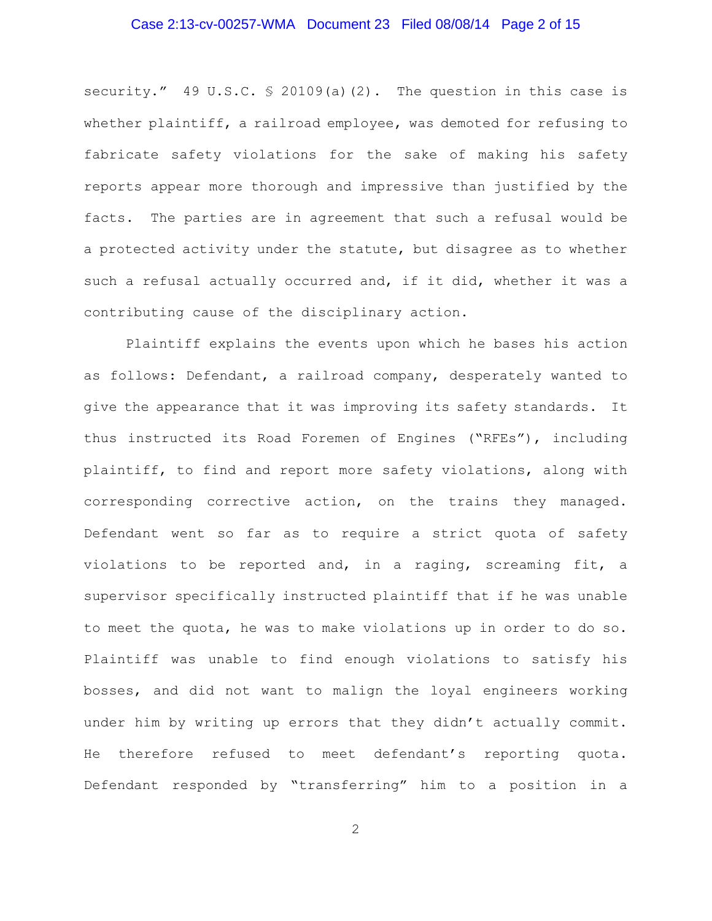security." 49 U.S.C. § 20109(a)(2). The question in this case is whether plaintiff, a railroad employee, was demoted for refusing to fabricate safety violations for the sake of making his safety reports appear more thorough and impressive than justified by the facts. The parties are in agreement that such a refusal would be a protected activity under the statute, but disagree as to whether such a refusal actually occurred and, if it did, whether it was a contributing cause of the disciplinary action.

Plaintiff explains the events upon which he bases his action as follows: Defendant, a railroad company, desperately wanted to give the appearance that it was improving its safety standards. It thus instructed its Road Foremen of Engines ("RFEs"), including plaintiff, to find and report more safety violations, along with corresponding corrective action, on the trains they managed. Defendant went so far as to require a strict quota of safety violations to be reported and, in a raging, screaming fit, a supervisor specifically instructed plaintiff that if he was unable to meet the quota, he was to make violations up in order to do so. Plaintiff was unable to find enough violations to satisfy his bosses, and did not want to malign the loyal engineers working under him by writing up errors that they didn't actually commit. He therefore refused to meet defendant's reporting quota. Defendant responded by "transferring" him to a position in a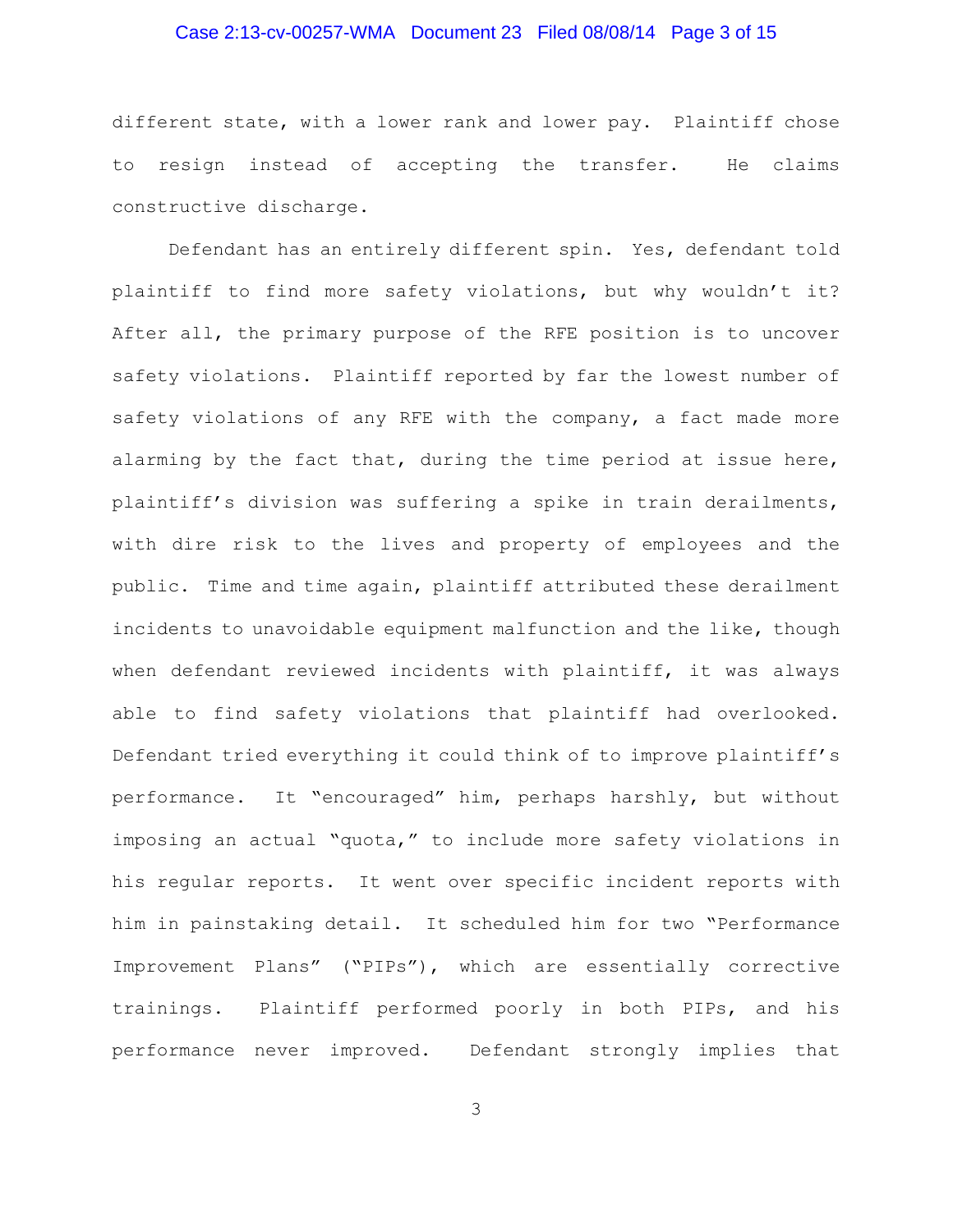different state, with a lower rank and lower pay. Plaintiff chose to resign instead of accepting the transfer. He claims constructive discharge.

Defendant has an entirely different spin. Yes, defendant told plaintiff to find more safety violations, but why wouldn't it? After all, the primary purpose of the RFE position is to uncover safety violations. Plaintiff reported by far the lowest number of safety violations of any RFE with the company, a fact made more alarming by the fact that, during the time period at issue here, plaintiff's division was suffering a spike in train derailments, with dire risk to the lives and property of employees and the public. Time and time again, plaintiff attributed these derailment incidents to unavoidable equipment malfunction and the like, though when defendant reviewed incidents with plaintiff, it was always able to find safety violations that plaintiff had overlooked. Defendant tried everything it could think of to improve plaintiff's performance. It "encouraged" him, perhaps harshly, but without imposing an actual "quota," to include more safety violations in his regular reports. It went over specific incident reports with him in painstaking detail. It scheduled him for two "Performance Improvement Plans" ("PIPs"), which are essentially corrective trainings. Plaintiff performed poorly in both PIPs, and his performance never improved. Defendant strongly implies that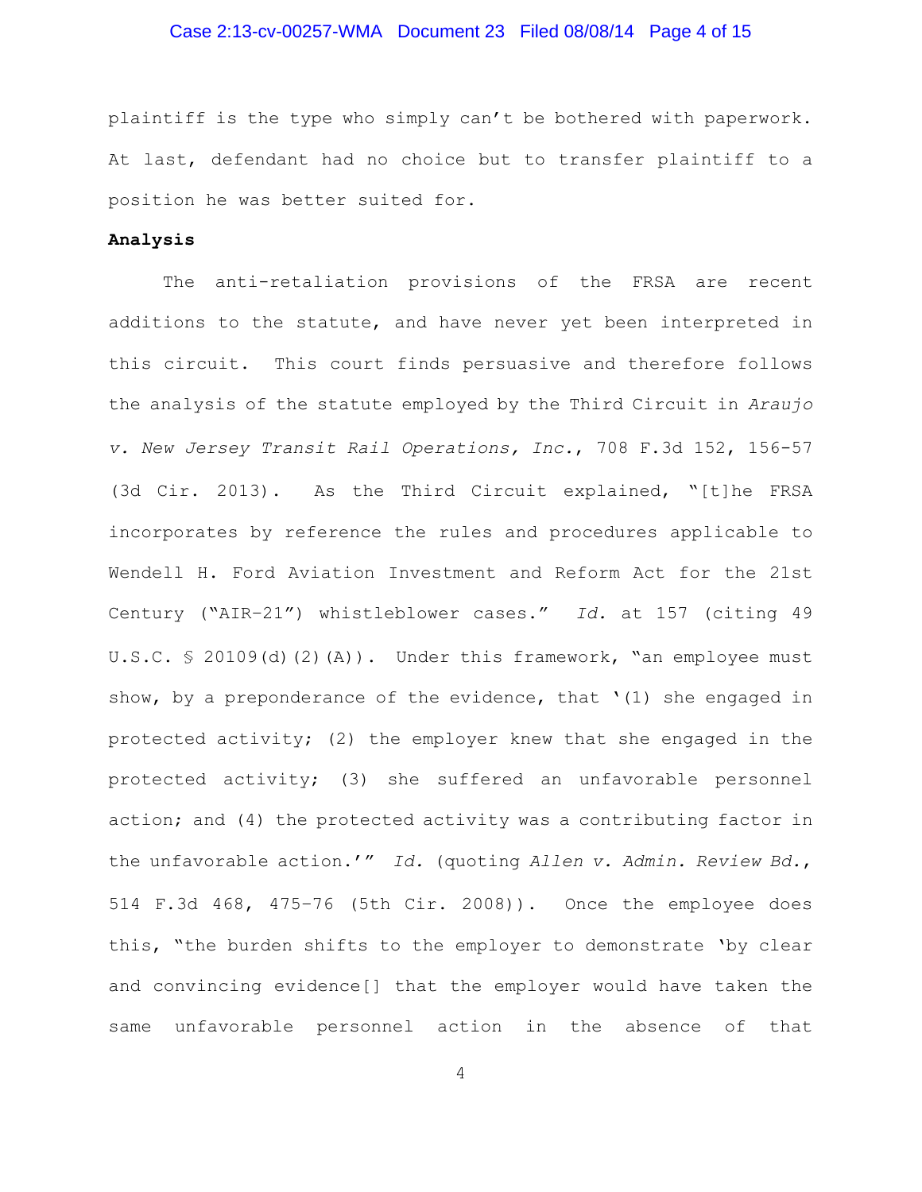plaintiff is the type who simply can't be bothered with paperwork. At last, defendant had no choice but to transfer plaintiff to a position he was better suited for.

**Analysis**

The anti-retaliation provisions of the FRSA are recent additions to the statute, and have never yet been interpreted in this circuit. This court finds persuasive and therefore follows the analysis of the statute employed by the Third Circuit in *Araujo v. New Jersey Transit Rail Operations, Inc.*, 708 F.3d 152, 156-57 (3d Cir. 2013). As the Third Circuit explained, "[t]he FRSA incorporates by reference the rules and procedures applicable to Wendell H. Ford Aviation Investment and Reform Act for the 21st Century ("AIR-21") whistleblower cases." *Id.* at 157 (citing 49 U.S.C. § 20109(d)(2)(A)). Under this framework, "an employee must show, by a preponderance of the evidence, that '(1) she engaged in protected activity; (2) the employer knew that she engaged in the protected activity; (3) she suffered an unfavorable personnel action; and (4) the protected activity was a contributing factor in the unfavorable action.'" *Id.* (quoting *Allen v. Admin. Review Bd.*, 514 F.3d 468, 475-76 (5th Cir. 2008)). Once the employee does this, "the burden shifts to the employer to demonstrate 'by clear and convincing evidence[] that the employer would have taken the same unfavorable personnel action in the absence of that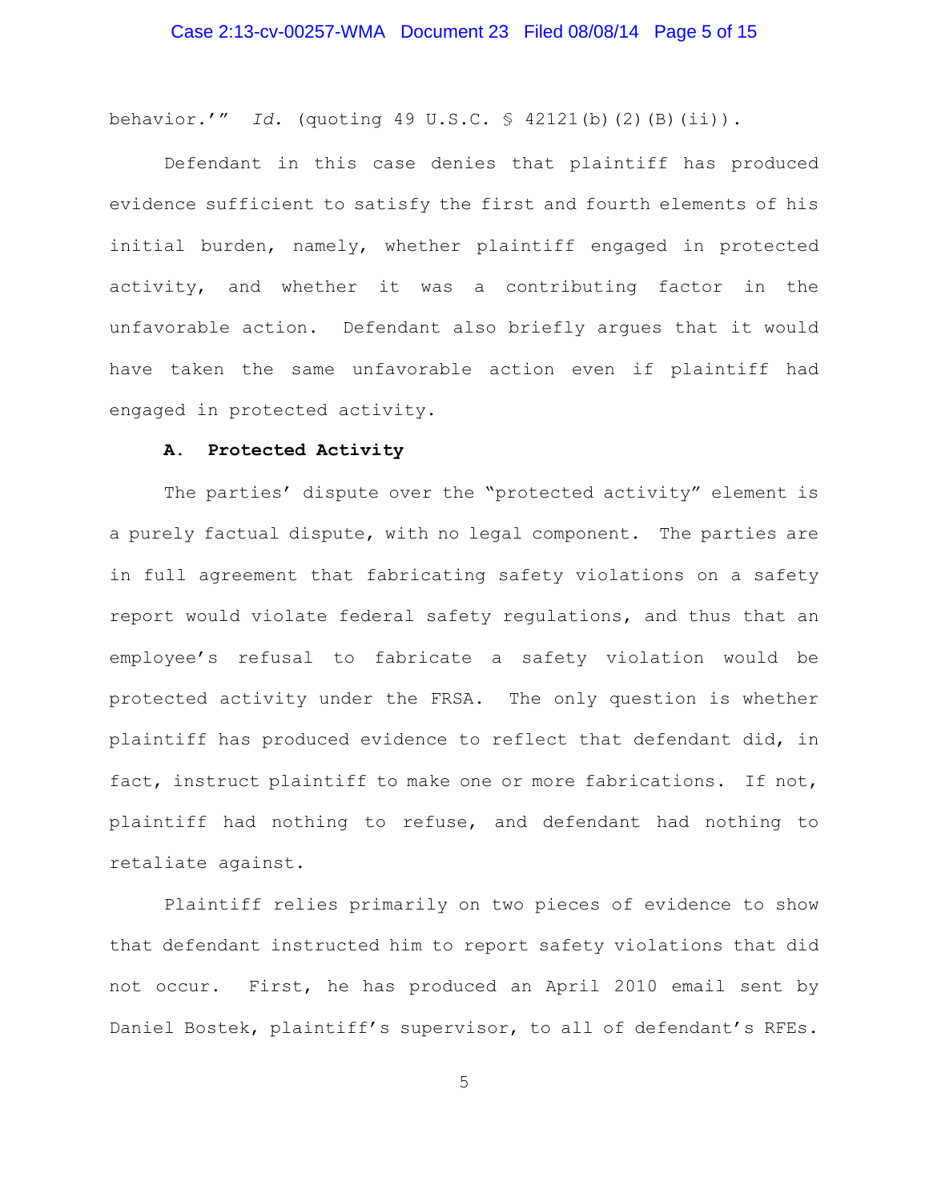behavior.'" *Id.* (quoting 49 U.S.C. § 42121(b)(2)(B)(ii)).

Defendant in this case denies that plaintiff has produced evidence sufficient to satisfy the first and fourth elements of his initial burden, namely, whether plaintiff engaged in protected activity, and whether it was a contributing factor in the unfavorable action. Defendant also briefly argues that it would have taken the same unfavorable action even if plaintiff had engaged in protected activity.

**A. Protected Activity**

The parties' dispute over the "protected activity" element is a purely factual dispute, with no legal component. The parties are in full agreement that fabricating safety violations on a safety report would violate federal safety regulations, and thus that an employee's refusal to fabricate a safety violation would be protected activity under the FRSA. The only question is whether plaintiff has produced evidence to reflect that defendant did, in fact, instruct plaintiff to make one or more fabrications. If not, plaintiff had nothing to refuse, and defendant had nothing to retaliate against.

Plaintiff relies primarily on two pieces of evidence to show that defendant instructed him to report safety violations that did not occur. First, he has produced an April 2010 email sent by Daniel Bostek, plaintiff's supervisor, to all of defendant's RFEs.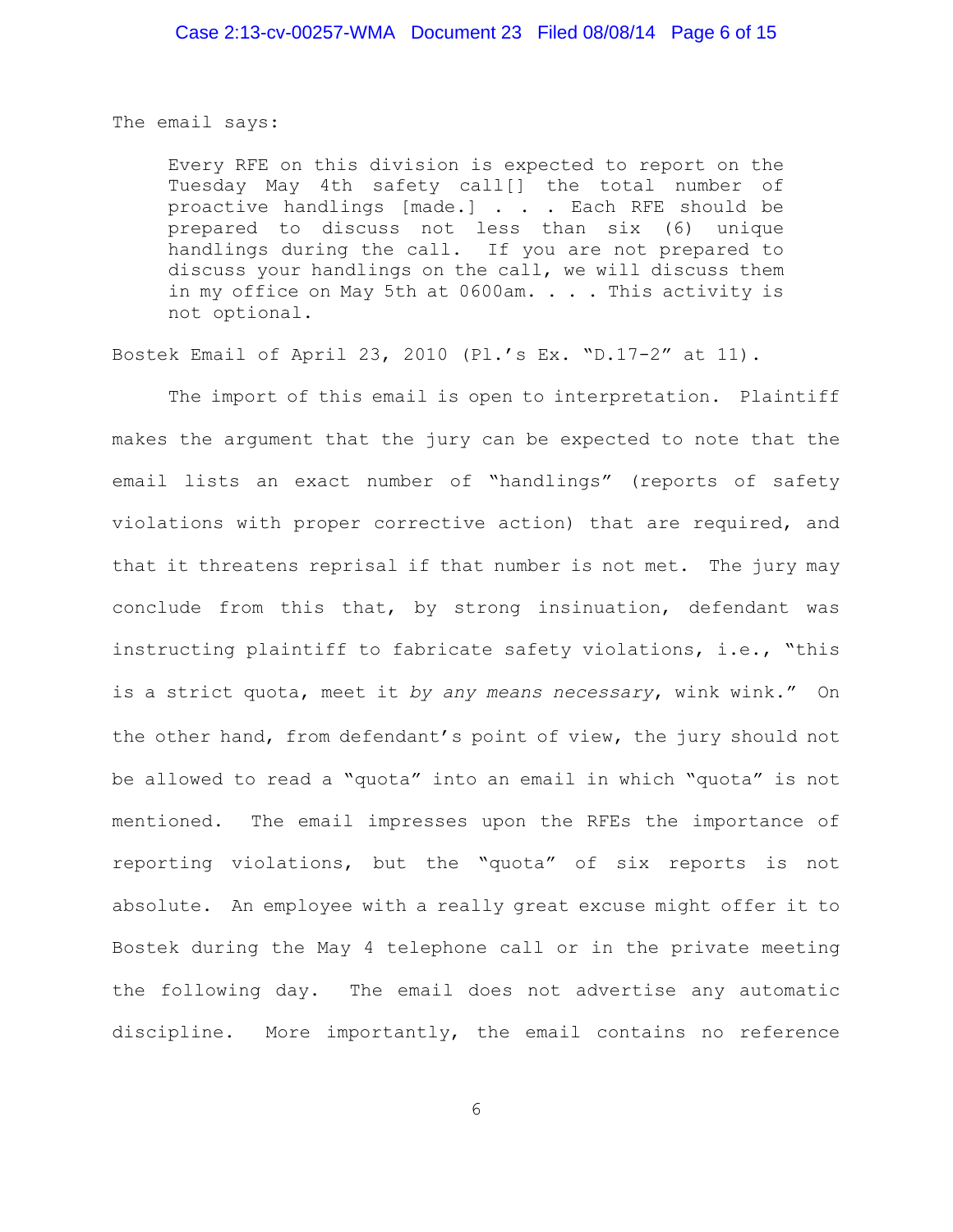The email says:

> Every RFE on this division is expected to report on the Tuesday May 4th safety call[] the total number of proactive handlings [made.] . . . Each RFE should be prepared to discuss not less than six (6) unique handlings during the call. If you are not prepared to discuss your handlings on the call, we will discuss them in my office on May 5th at 0600am. . . . This activity is not optional.

Bostek Email of April 23, 2010 (Pl.'s Ex. "D.17-2" at 11).

The import of this email is open to interpretation. Plaintiff makes the argument that the jury can be expected to note that the email lists an exact number of "handlings" (reports of safety violations with proper corrective action) that are required, and that it threatens reprisal if that number is not met. The jury may conclude from this that, by strong insinuation, defendant was instructing plaintiff to fabricate safety violations, i.e., "this is a strict quota, meet it *by any means necessary*, wink wink." On the other hand, from defendant's point of view, the jury should not be allowed to read a "quota" into an email in which "quota" is not mentioned. The email impresses upon the RFEs the importance of reporting violations, but the "quota" of six reports is not absolute. An employee with a really great excuse might offer it to Bostek during the May 4 telephone call or in the private meeting the following day. The email does not advertise any automatic discipline. More importantly, the email contains no reference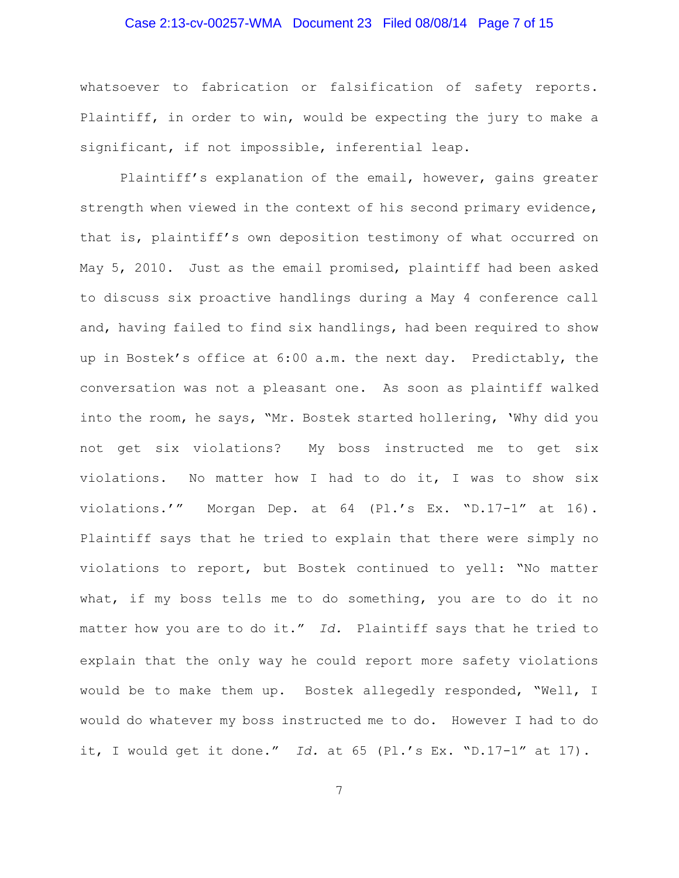whatsoever to fabrication or falsification of safety reports. Plaintiff, in order to win, would be expecting the jury to make a significant, if not impossible, inferential leap.

Plaintiff's explanation of the email, however, gains greater strength when viewed in the context of his second primary evidence, that is, plaintiff's own deposition testimony of what occurred on May 5, 2010. Just as the email promised, plaintiff had been asked to discuss six proactive handlings during a May 4 conference call and, having failed to find six handlings, had been required to show up in Bostek's office at 6:00 a.m. the next day. Predictably, the conversation was not a pleasant one. As soon as plaintiff walked into the room, he says, "Mr. Bostek started hollering, 'Why did you not get six violations? My boss instructed me to get six violations. No matter how I had to do it, I was to show six violations.'" Morgan Dep. at 64 (Pl.'s Ex. "D.17-1" at 16). Plaintiff says that he tried to explain that there were simply no violations to report, but Bostek continued to yell: "No matter what, if my boss tells me to do something, you are to do it no matter how you are to do it." *Id.* Plaintiff says that he tried to explain that the only way he could report more safety violations would be to make them up. Bostek allegedly responded, "Well, I would do whatever my boss instructed me to do. However I had to do it, I would get it done." *Id.* at 65 (Pl.'s Ex. "D.17-1" at 17).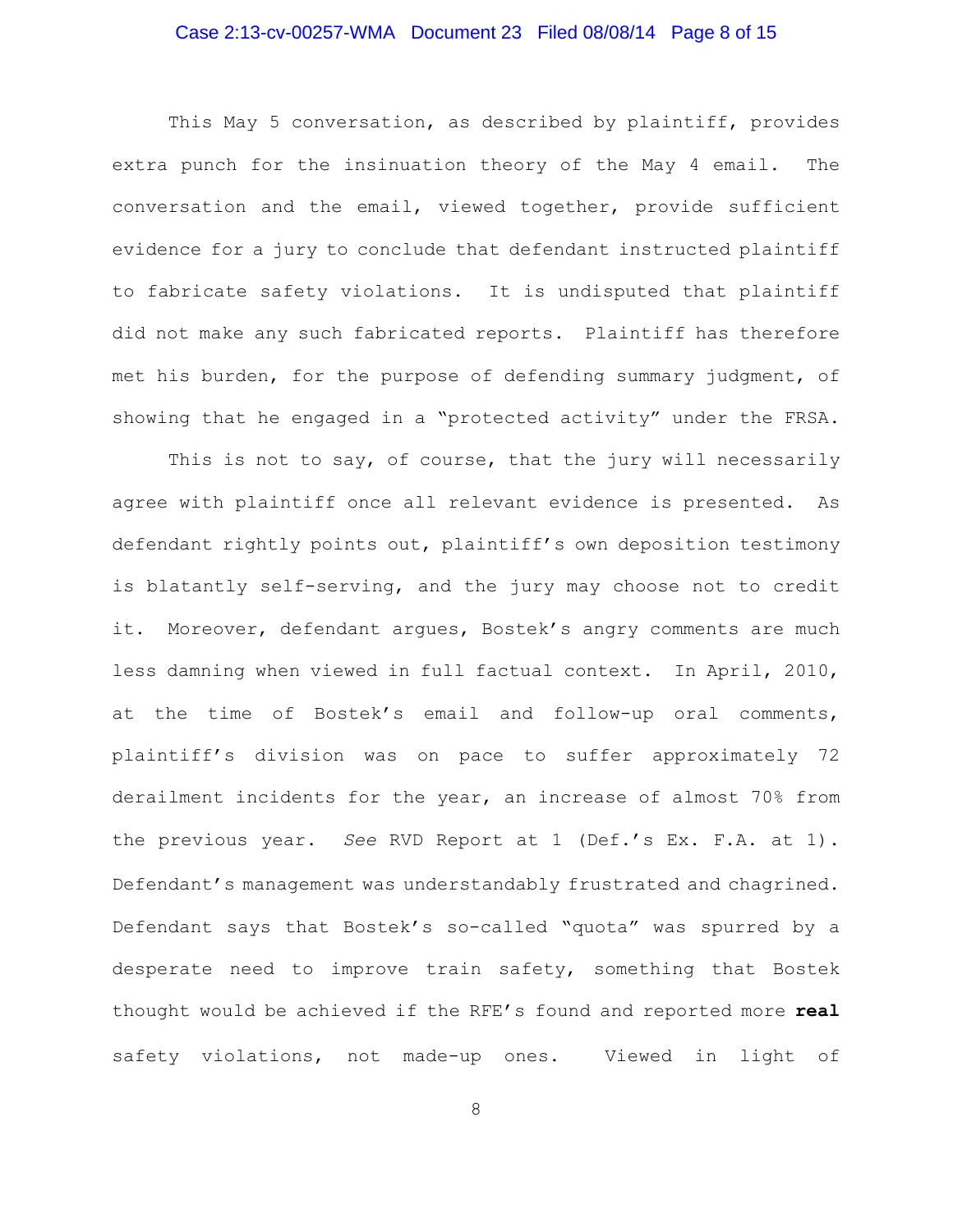This May 5 conversation, as described by plaintiff, provides extra punch for the insinuation theory of the May 4 email. The conversation and the email, viewed together, provide sufficient evidence for a jury to conclude that defendant instructed plaintiff to fabricate safety violations. It is undisputed that plaintiff did not make any such fabricated reports. Plaintiff has therefore met his burden, for the purpose of defending summary judgment, of showing that he engaged in a "protected activity" under the FRSA.

This is not to say, of course, that the jury will necessarily agree with plaintiff once all relevant evidence is presented. As defendant rightly points out, plaintiff's own deposition testimony is blatantly self-serving, and the jury may choose not to credit it. Moreover, defendant argues, Bostek's angry comments are much less damning when viewed in full factual context. In April, 2010, at the time of Bostek's email and follow-up oral comments, plaintiff's division was on pace to suffer approximately 72 derailment incidents for the year, an increase of almost 70% from the previous year. *See* RVD Report at 1 (Def.'s Ex. F.A. at 1). Defendant's management was understandably frustrated and chagrined. Defendant says that Bostek's so-called "quota" was spurred by a desperate need to improve train safety, something that Bostek thought would be achieved if the RFE's found and reported more **real** safety violations, not made-up ones. Viewed in light of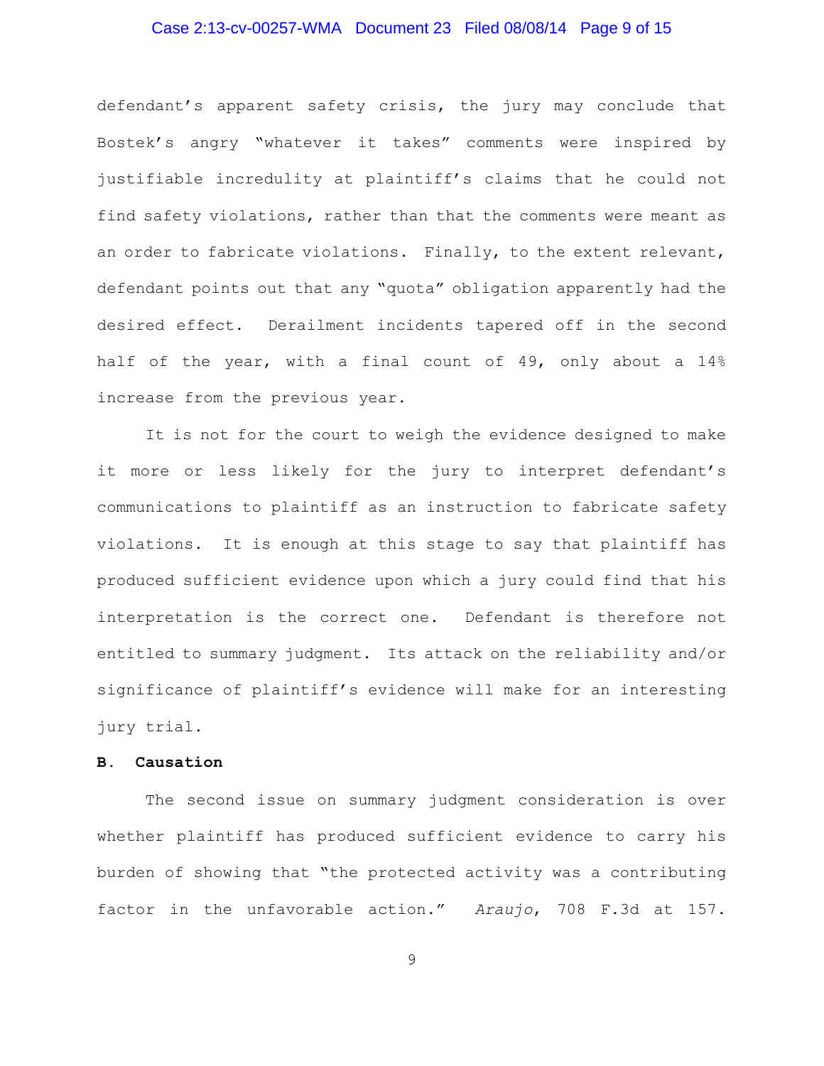defendant's apparent safety crisis, the jury may conclude that Bostek's angry "whatever it takes" comments were inspired by justifiable incredulity at plaintiff's claims that he could not find safety violations, rather than that the comments were meant as an order to fabricate violations. Finally, to the extent relevant, defendant points out that any "quota" obligation apparently had the desired effect. Derailment incidents tapered off in the second half of the year, with a final count of 49, only about a 14% increase from the previous year.

It is not for the court to weigh the evidence designed to make it more or less likely for the jury to interpret defendant's communications to plaintiff as an instruction to fabricate safety violations. It is enough at this stage to say that plaintiff has produced sufficient evidence upon which a jury could find that his interpretation is the correct one. Defendant is therefore not entitled to summary judgment. Its attack on the reliability and/or significance of plaintiff's evidence will make for an interesting jury trial.

**B. Causation**

The second issue on summary judgment consideration is over whether plaintiff has produced sufficient evidence to carry his burden of showing that "the protected activity was a contributing factor in the unfavorable action." *Araujo*, 708 F.3d at 157.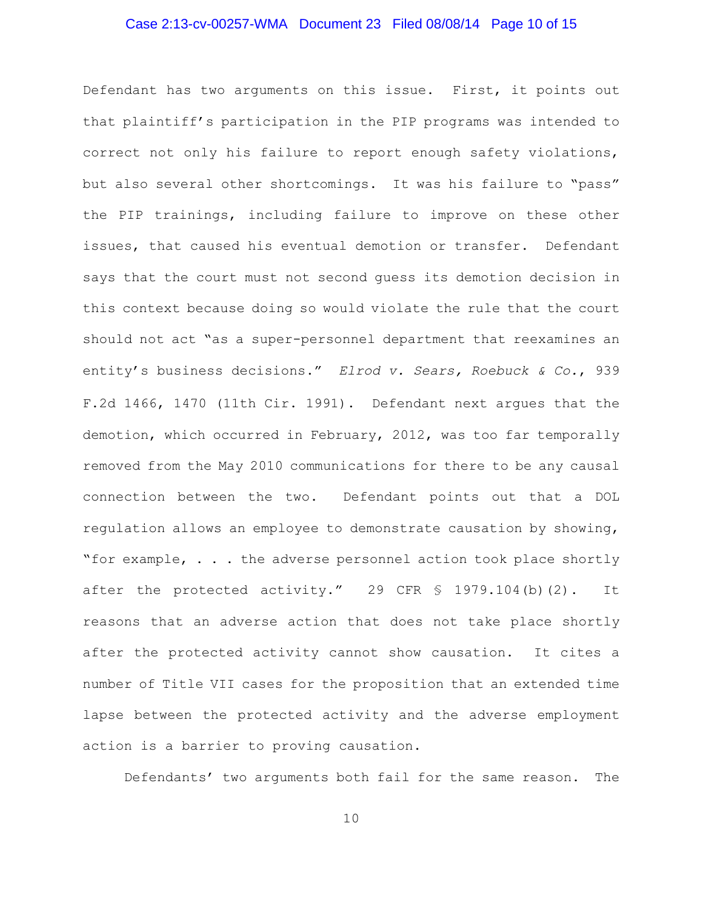Defendant has two arguments on this issue. First, it points out that plaintiff's participation in the PIP programs was intended to correct not only his failure to report enough safety violations, but also several other shortcomings. It was his failure to "pass" the PIP trainings, including failure to improve on these other issues, that caused his eventual demotion or transfer. Defendant says that the court must not second guess its demotion decision in this context because doing so would violate the rule that the court should not act "as a super-personnel department that reexamines an entity's business decisions." *Elrod v. Sears, Roebuck & Co.*, 939 F.2d 1466, 1470 (11th Cir. 1991). Defendant next argues that the demotion, which occurred in February, 2012, was too far temporally removed from the May 2010 communications for there to be any causal connection between the two. Defendant points out that a DOL regulation allows an employee to demonstrate causation by showing, "for example, . . . the adverse personnel action took place shortly after the protected activity." 29 CFR § 1979.104(b)(2). It reasons that an adverse action that does not take place shortly after the protected activity cannot show causation. It cites a number of Title VII cases for the proposition that an extended time lapse between the protected activity and the adverse employment action is a barrier to proving causation.

Defendants' two arguments both fail for the same reason. The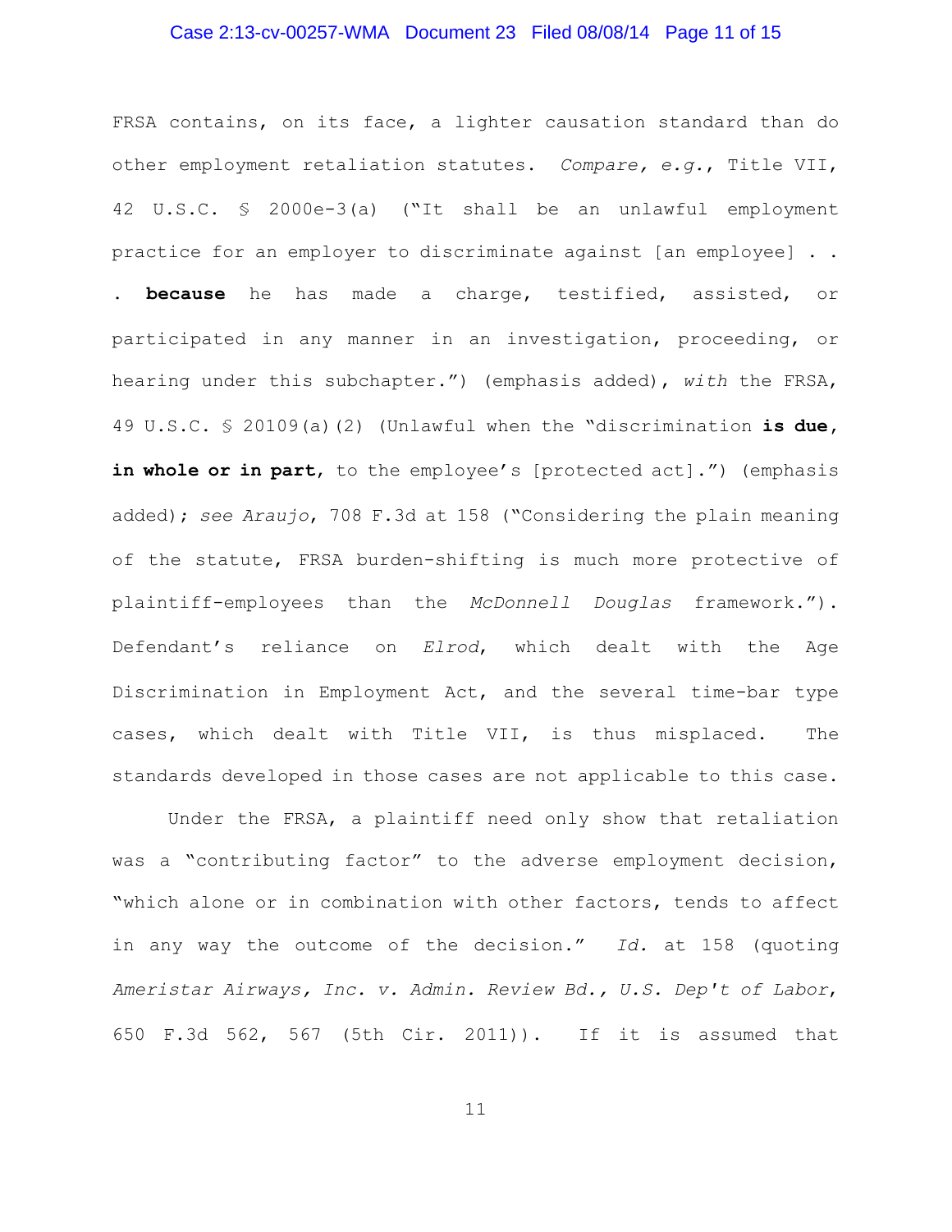FRSA contains, on its face, a lighter causation standard than do other employment retaliation statutes. *Compare, e.g.*, Title VII, 42 U.S.C. § 2000e-3(a) ("It shall be an unlawful employment practice for an employer to discriminate against [an employee] . . . **because** he has made a charge, testified, assisted, or participated in any manner in an investigation, proceeding, or hearing under this subchapter.") (emphasis added), *with* the FRSA, 49 U.S.C. § 20109(a)(2) (Unlawful when the "discrimination **is due, in whole or in part**, to the employee's [protected act].") (emphasis added); *see Araujo*, 708 F.3d at 158 ("Considering the plain meaning of the statute, FRSA burden-shifting is much more protective of plaintiff-employees than the *McDonnell Douglas* framework."). Defendant's reliance on *Elrod*, which dealt with the Age Discrimination in Employment Act, and the several time-bar type cases, which dealt with Title VII, is thus misplaced. The standards developed in those cases are not applicable to this case.

Under the FRSA, a plaintiff need only show that retaliation was a "contributing factor" to the adverse employment decision, "which alone or in combination with other factors, tends to affect in any way the outcome of the decision." *Id.* at 158 (quoting *Ameristar Airways, Inc. v. Admin. Review Bd., U.S. Dep't of Labor*, 650 F.3d 562, 567 (5th Cir. 2011)). If it is assumed that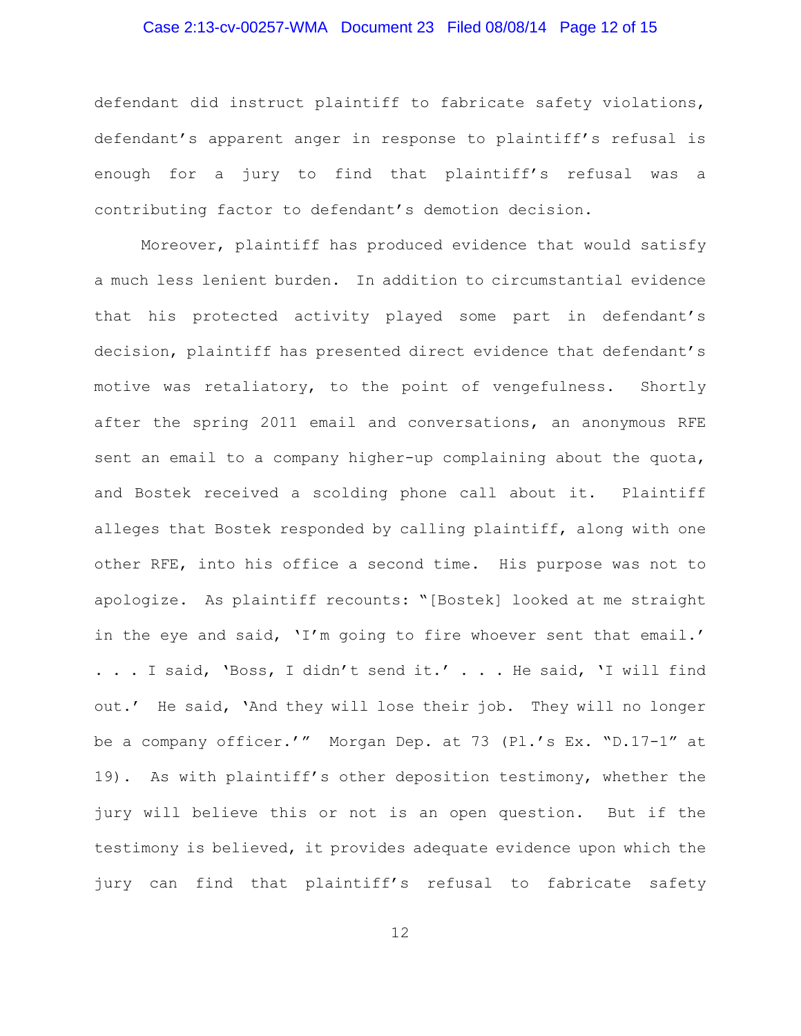defendant did instruct plaintiff to fabricate safety violations, defendant's apparent anger in response to plaintiff's refusal is enough for a jury to find that plaintiff's refusal was a contributing factor to defendant's demotion decision.

Moreover, plaintiff has produced evidence that would satisfy a much less lenient burden. In addition to circumstantial evidence that his protected activity played some part in defendant's decision, plaintiff has presented direct evidence that defendant's motive was retaliatory, to the point of vengefulness. Shortly after the spring 2011 email and conversations, an anonymous RFE sent an email to a company higher-up complaining about the quota, and Bostek received a scolding phone call about it. Plaintiff alleges that Bostek responded by calling plaintiff, along with one other RFE, into his office a second time. His purpose was not to apologize. As plaintiff recounts: "[Bostek] looked at me straight in the eye and said, 'I'm going to fire whoever sent that email.' . . . I said, 'Boss, I didn't send it.' . . . He said, 'I will find out.' He said, 'And they will lose their job. They will no longer be a company officer.'" Morgan Dep. at 73 (Pl.'s Ex. "D.17-1" at 19). As with plaintiff's other deposition testimony, whether the jury will believe this or not is an open question. But if the testimony is believed, it provides adequate evidence upon which the jury can find that plaintiff's refusal to fabricate safety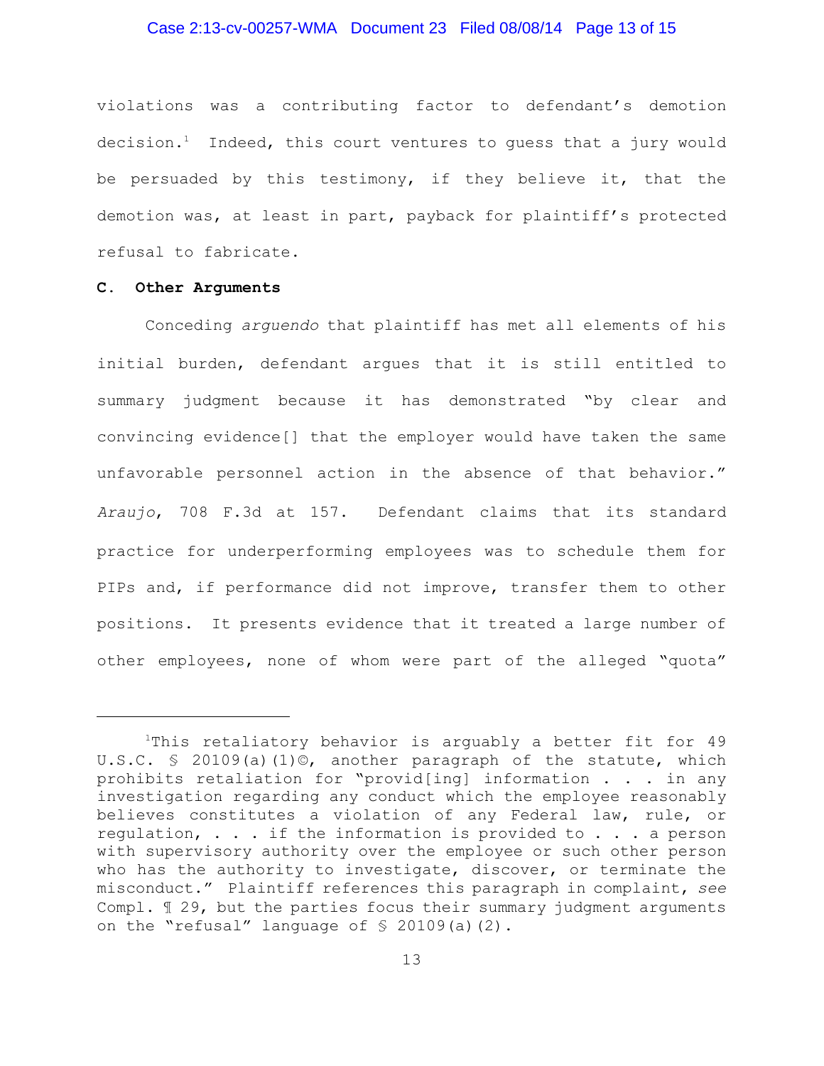violations was a contributing factor to defendant's demotion decision.[1] Indeed, this court ventures to guess that a jury would be persuaded by this testimony, if they believe it, that the demotion was, at least in part, payback for plaintiff's protected refusal to fabricate.

**C. Other Arguments**

Conceding *arguendo* that plaintiff has met all elements of his initial burden, defendant argues that it is still entitled to summary judgment because it has demonstrated "by clear and convincing evidence[] that the employer would have taken the same unfavorable personnel action in the absence of that behavior." *Araujo*, 708 F.3d at 157. Defendant claims that its standard practice for underperforming employees was to schedule them for PIPs and, if performance did not improve, transfer them to other positions. It presents evidence that it treated a large number of other employees, none of whom were part of the alleged "quota"

---

[1]This retaliatory behavior is arguably a better fit for 49 U.S.C. § 20109(a)(1)©, another paragraph of the statute, which prohibits retaliation for "provid[ing] information . . . in any investigation regarding any conduct which the employee reasonably believes constitutes a violation of any Federal law, rule, or regulation, . . . if the information is provided to . . . a person with supervisory authority over the employee or such other person who has the authority to investigate, discover, or terminate the misconduct." Plaintiff references this paragraph in complaint, *see* Compl. ¶ 29, but the parties focus their summary judgment arguments on the "refusal" language of § 20109(a)(2).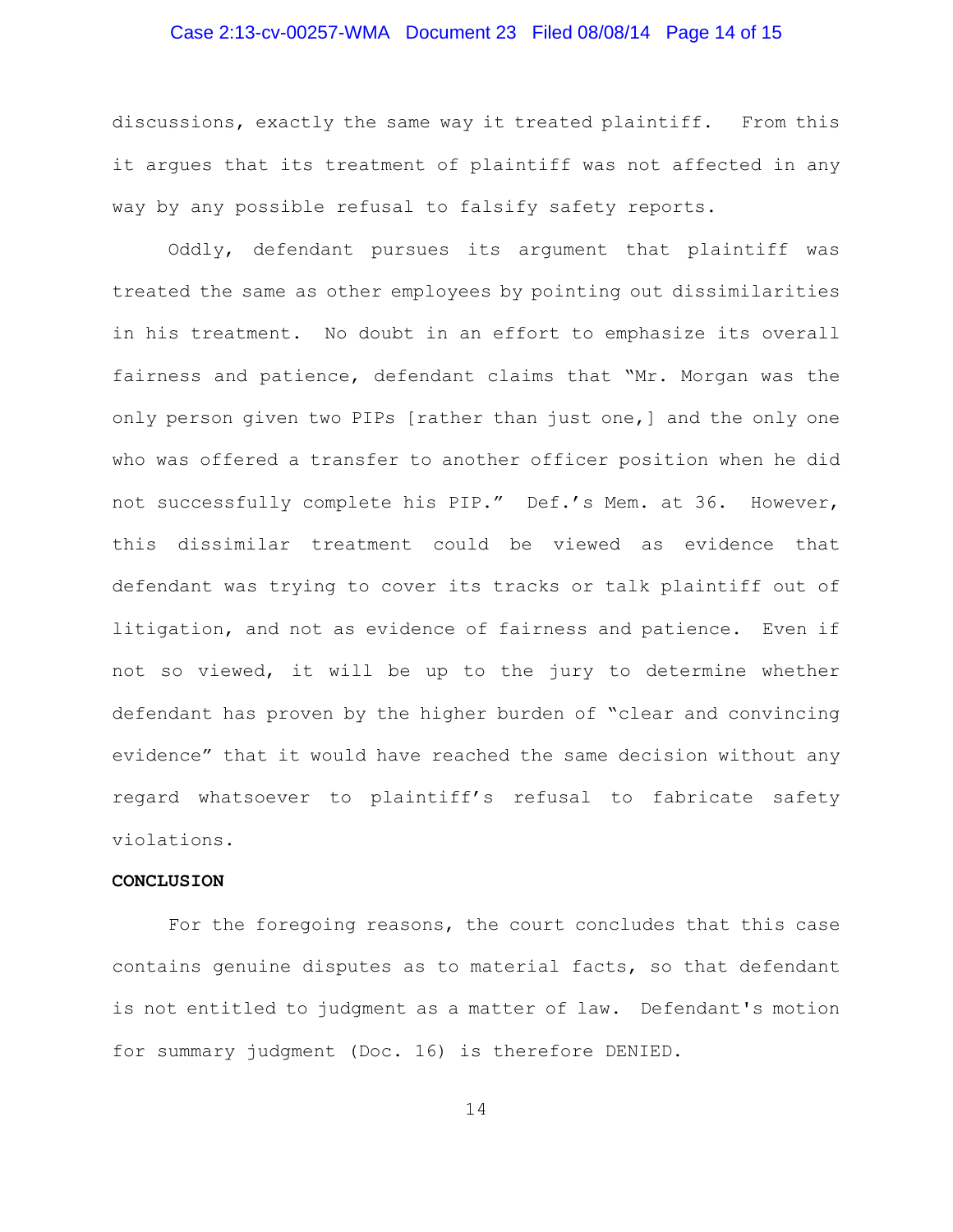discussions, exactly the same way it treated plaintiff. From this it argues that its treatment of plaintiff was not affected in any way by any possible refusal to falsify safety reports.

Oddly, defendant pursues its argument that plaintiff was treated the same as other employees by pointing out dissimilarities in his treatment. No doubt in an effort to emphasize its overall fairness and patience, defendant claims that "Mr. Morgan was the only person given two PIPs [rather than just one,] and the only one who was offered a transfer to another officer position when he did not successfully complete his PIP." Def.'s Mem. at 36. However, this dissimilar treatment could be viewed as evidence that defendant was trying to cover its tracks or talk plaintiff out of litigation, and not as evidence of fairness and patience. Even if not so viewed, it will be up to the jury to determine whether defendant has proven by the higher burden of "clear and convincing evidence" that it would have reached the same decision without any regard whatsoever to plaintiff's refusal to fabricate safety violations.

**CONCLUSION**

For the foregoing reasons, the court concludes that this case contains genuine disputes as to material facts, so that defendant is not entitled to judgment as a matter of law. Defendant's motion for summary judgment (Doc. 16) is therefore DENIED.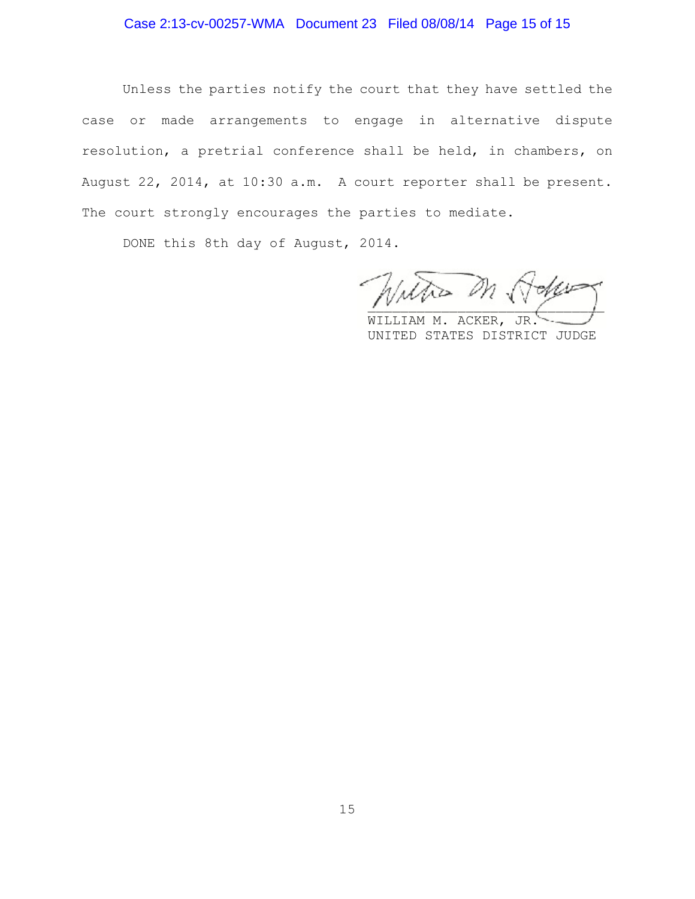Unless the parties notify the court that they have settled the case or made arrangements to engage in alternative dispute resolution, a pretrial conference shall be held, in chambers, on August 22, 2014, at 10:30 a.m. A court reporter shall be present. The court strongly encourages the parties to mediate.

DONE this 8th day of August, 2014.

WILLIAM M. ACKER, JR.
UNITED STATES DISTRICT JUDGE